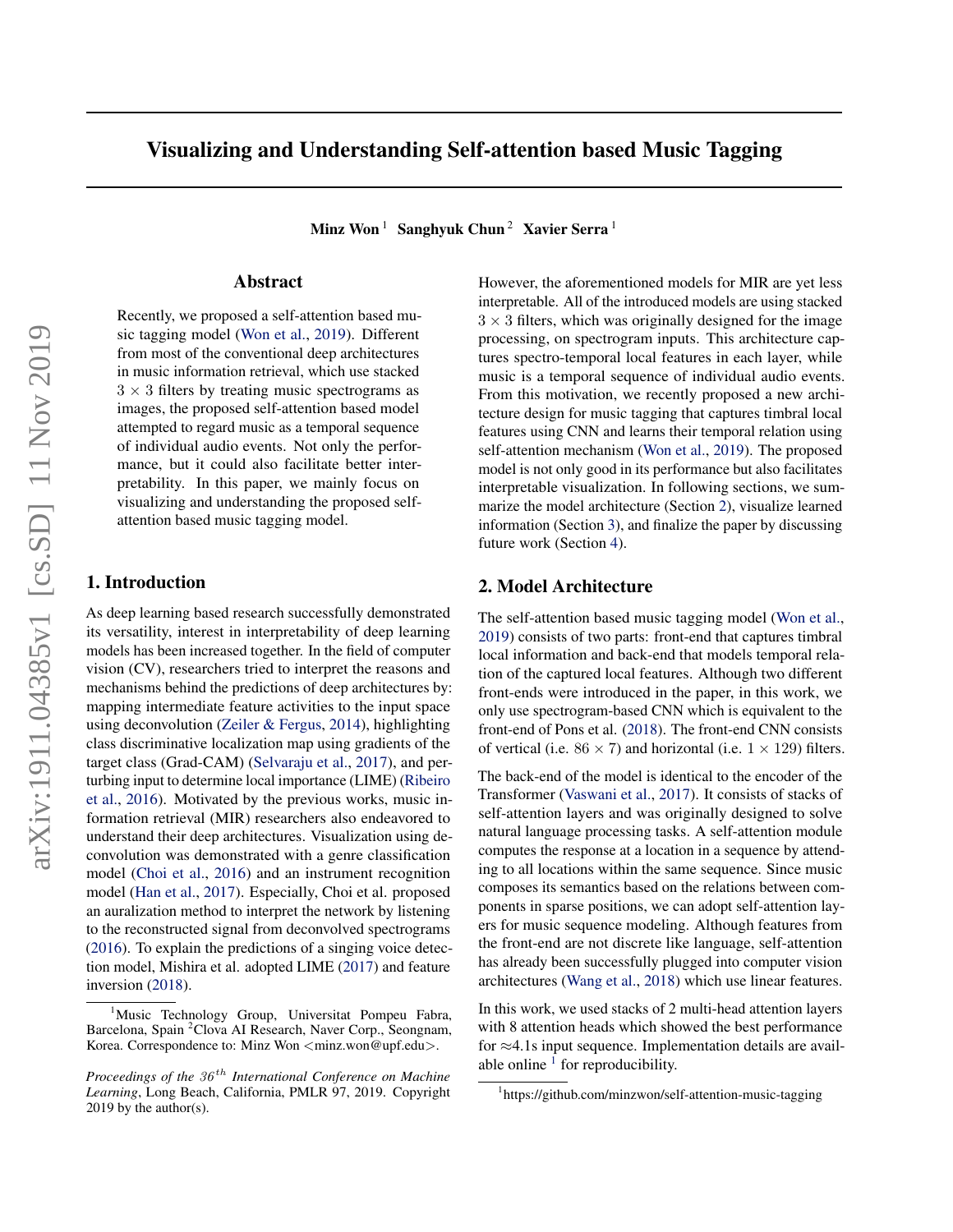# Visualizing and Understanding Self-attention based Music Tagging

**Minz Won** [1] **Sanghyuk Chun** [2] **Xavier Serra** [1]

## Abstract

Recently, we proposed a self-attention based music tagging model (Won et al., 2019). Different from most of the conventional deep architectures in music information retrieval, which use stacked $3 \times 3$ filters by treating music spectrograms as images, the proposed self-attention based model attempted to regard music as a temporal sequence of individual audio events. Not only the performance, but it could also facilitate better interpretability. In this paper, we mainly focus on visualizing and understanding the proposed self-attention based music tagging model.

## 1. Introduction

As deep learning based research successfully demonstrated its versatility, interest in interpretability of deep learning models has been increased together. In the field of computer vision (CV), researchers tried to interpret the reasons and mechanisms behind the predictions of deep architectures by: mapping intermediate feature activities to the input space using deconvolution (Zeiler & Fergus, 2014), highlighting class discriminative localization map using gradients of the target class (Grad-CAM) (Selvaraju et al., 2017), and perturbing input to determine local importance (LIME) (Ribeiro et al., 2016). Motivated by the previous works, music information retrieval (MIR) researchers also endeavored to understand their deep architectures. Visualization using deconvolution was demonstrated with a genre classification model (Choi et al., 2016) and an instrument recognition model (Han et al., 2017). Especially, Choi et al. proposed an auralization method to interpret the network by listening to the reconstructed signal from deconvolved spectrograms (2016). To explain the predictions of a singing voice detection model, Mishira et al. adopted LIME (2017) and feature inversion (2018).

However, the aforementioned models for MIR are yet less interpretable. All of the introduced models are using stacked $3 \times 3$ filters, which was originally designed for the image processing, on spectrogram inputs. This architecture captures spectro-temporal local features in each layer, while music is a temporal sequence of individual audio events. From this motivation, we recently proposed a new architecture design for music tagging that captures timbral local features using CNN and learns their temporal relation using self-attention mechanism (Won et al., 2019). The proposed model is not only good in its performance but also facilitates interpretable visualization. In following sections, we summarize the model architecture (Section 2), visualize learned information (Section 3), and finalize the paper by discussing future work (Section 4).

## 2. Model Architecture

The self-attention based music tagging model (Won et al., 2019) consists of two parts: front-end that captures timbral local information and back-end that models temporal relation of the captured local features. Although two different front-ends were introduced in the paper, in this work, we only use spectrogram-based CNN which is equivalent to the front-end of Pons et al. (2018). The front-end CNN consists of vertical (i.e. $86 \times 7$) and horizontal (i.e. $1 \times 129$) filters.

The back-end of the model is identical to the encoder of the Transformer (Vaswani et al., 2017). It consists of stacks of self-attention layers and was originally designed to solve natural language processing tasks. A self-attention module computes the response at a location in a sequence by attending to all locations within the same sequence. Since music composes its semantics based on the relations between components in sparse positions, we can adopt self-attention layers for music sequence modeling. Although features from the front-end are not discrete like language, self-attention has already been successfully plugged into computer vision architectures (Wang et al., 2018) which use linear features.

In this work, we used stacks of 2 multi-head attention layers with 8 attention heads which showed the best performance for ≈4.1s input sequence. Implementation details are available online [1] for reproducibility.

[1] Music Technology Group, Universitat Pompeu Fabra, Barcelona, Spain [2] Clova AI Research, Naver Corp., Seongnam, Korea. Correspondence to: Minz Won <minz.won@upf.edu>.

*Proceedings of the 36th International Conference on Machine Learning*, Long Beach, California, PMLR 97, 2019. Copyright 2019 by the author(s).

[1] https://github.com/minzwon/self-attention-music-tagging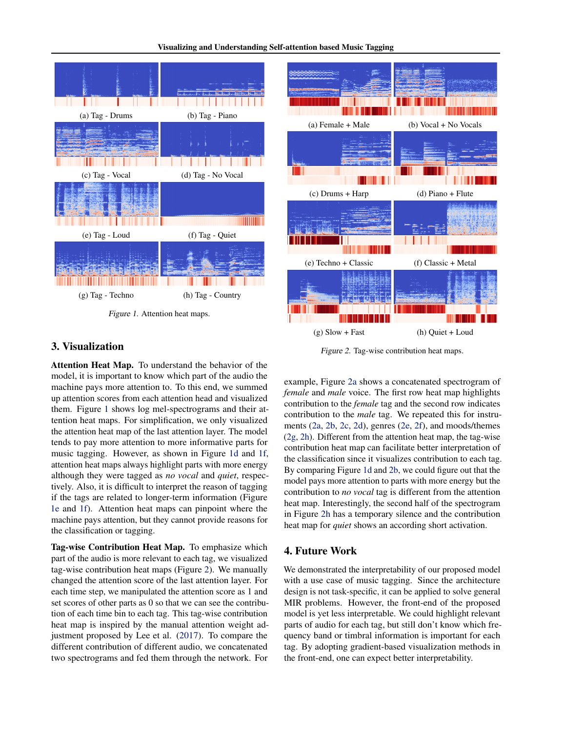(a) Tag - Drums (b) Tag - Piano

(c) Tag - Vocal (d) Tag - No Vocal

(e) Tag - Loud (f) Tag - Quiet

(g) Tag - Techno (h) Tag - Country

*Figure 1.* Attention heat maps.

(a) Female + Male (b) Vocal + No Vocals

(c) Drums + Harp (d) Piano + Flute

(e) Techno + Classic (f) Classic + Metal

(g) Slow + Fast (h) Quiet + Loud

*Figure 2.* Tag-wise contribution heat maps.

## 3. Visualization

**Attention Heat Map.** To understand the behavior of the model, it is important to know which part of the audio the machine pays more attention to. To this end, we summed up attention scores from each attention head and visualized them. Figure 1 shows log mel-spectrograms and their attention heat maps. For simplification, we only visualized the attention heat map of the last attention layer. The model tends to pay more attention to more informative parts for music tagging. However, as shown in Figure 1d and 1f, attention heat maps always highlight parts with more energy although they were tagged as *no vocal* and *quiet*, respectively. Also, it is difficult to interpret the reason of tagging if the tags are related to longer-term information (Figure 1e and 1f). Attention heat maps can pinpoint where the machine pays attention, but they cannot provide reasons for the classification or tagging.

**Tag-wise Contribution Heat Map.** To emphasize which part of the audio is more relevant to each tag, we visualized tag-wise contribution heat maps (Figure 2). We manually changed the attention score of the last attention layer. For each time step, we manipulated the attention score as 1 and set scores of other parts as 0 so that we can see the contribution of each time bin to each tag. This tag-wise contribution heat map is inspired by the manual attention weight adjustment proposed by Lee et al. (2017). To compare the different contribution of different audio, we concatenated two spectrograms and fed them through the network. For example, Figure 2a shows a concatenated spectrogram of *female* and *male* voice. The first row heat map highlights contribution to the *female* tag and the second row indicates contribution to the *male* tag. We repeated this for instruments (2a, 2b, 2c, 2d), genres (2e, 2f), and moods/themes (2g, 2h). Different from the attention heat map, the tag-wise contribution heat map can facilitate better interpretation of the classification since it visualizes contribution to each tag. By comparing Figure 1d and 2b, we could figure out that the model pays more attention to parts with more energy but the contribution to *no vocal* tag is different from the attention heat map. Interestingly, the second half of the spectrogram in Figure 2h has a temporary silence and the contribution heat map for *quiet* shows an according short activation.

## 4. Future Work

We demonstrated the interpretability of our proposed model with a use case of music tagging. Since the architecture design is not task-specific, it can be applied to solve general MIR problems. However, the front-end of the proposed model is yet less interpretable. We could highlight relevant parts of audio for each tag, but still don't know which frequency band or timbral information is important for each tag. By adopting gradient-based visualization methods in the front-end, one can expect better interpretability.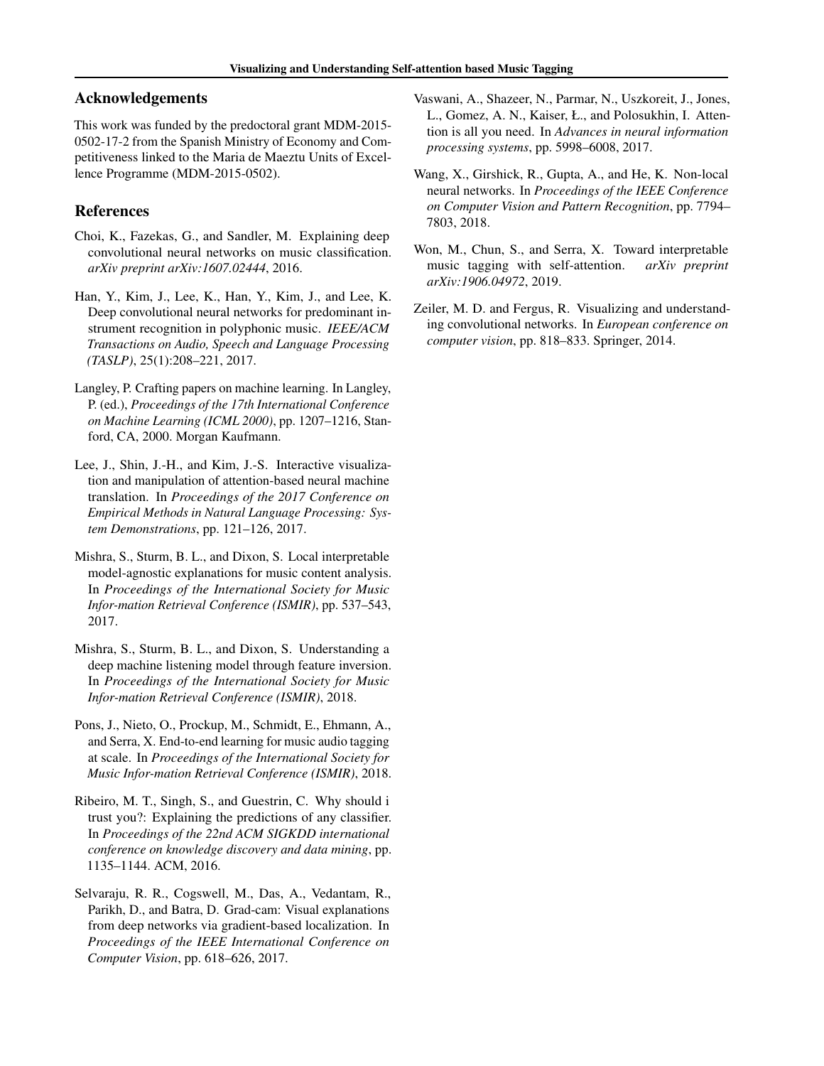## Acknowledgements

This work was funded by the predoctoral grant MDM-2015-0502-17-2 from the Spanish Ministry of Economy and Competitiveness linked to the Maria de Maeztu Units of Excellence Programme (MDM-2015-0502).

## References

Choi, K., Fazekas, G., and Sandler, M. Explaining deep convolutional neural networks on music classification. *arXiv preprint arXiv:1607.02444*, 2016.

Han, Y., Kim, J., Lee, K., Han, Y., Kim, J., and Lee, K. Deep convolutional neural networks for predominant instrument recognition in polyphonic music. *IEEE/ACM Transactions on Audio, Speech and Language Processing (TASLP)*, 25(1):208–221, 2017.

Langley, P. Crafting papers on machine learning. In Langley, P. (ed.), *Proceedings of the 17th International Conference on Machine Learning (ICML 2000)*, pp. 1207–1216, Stanford, CA, 2000. Morgan Kaufmann.

Lee, J., Shin, J.-H., and Kim, J.-S. Interactive visualization and manipulation of attention-based neural machine translation. In *Proceedings of the 2017 Conference on Empirical Methods in Natural Language Processing: System Demonstrations*, pp. 121–126, 2017.

Mishra, S., Sturm, B. L., and Dixon, S. Local interpretable model-agnostic explanations for music content analysis. In *Proceedings of the International Society for Music Infor-mation Retrieval Conference (ISMIR)*, pp. 537–543, 2017.

Mishra, S., Sturm, B. L., and Dixon, S. Understanding a deep machine listening model through feature inversion. In *Proceedings of the International Society for Music Infor-mation Retrieval Conference (ISMIR)*, 2018.

Pons, J., Nieto, O., Prockup, M., Schmidt, E., Ehmann, A., and Serra, X. End-to-end learning for music audio tagging at scale. In *Proceedings of the International Society for Music Infor-mation Retrieval Conference (ISMIR)*, 2018.

Ribeiro, M. T., Singh, S., and Guestrin, C. Why should i trust you?: Explaining the predictions of any classifier. In *Proceedings of the 22nd ACM SIGKDD international conference on knowledge discovery and data mining*, pp. 1135–1144. ACM, 2016.

Selvaraju, R. R., Cogswell, M., Das, A., Vedantam, R., Parikh, D., and Batra, D. Grad-cam: Visual explanations from deep networks via gradient-based localization. In *Proceedings of the IEEE International Conference on Computer Vision*, pp. 618–626, 2017.

Vaswani, A., Shazeer, N., Parmar, N., Uszkoreit, J., Jones, L., Gomez, A. N., Kaiser, Ł., and Polosukhin, I. Attention is all you need. In *Advances in neural information processing systems*, pp. 5998–6008, 2017.

Wang, X., Girshick, R., Gupta, A., and He, K. Non-local neural networks. In *Proceedings of the IEEE Conference on Computer Vision and Pattern Recognition*, pp. 7794–7803, 2018.

Won, M., Chun, S., and Serra, X. Toward interpretable music tagging with self-attention. *arXiv preprint arXiv:1906.04972*, 2019.

Zeiler, M. D. and Fergus, R. Visualizing and understanding convolutional networks. In *European conference on computer vision*, pp. 818–833. Springer, 2014.